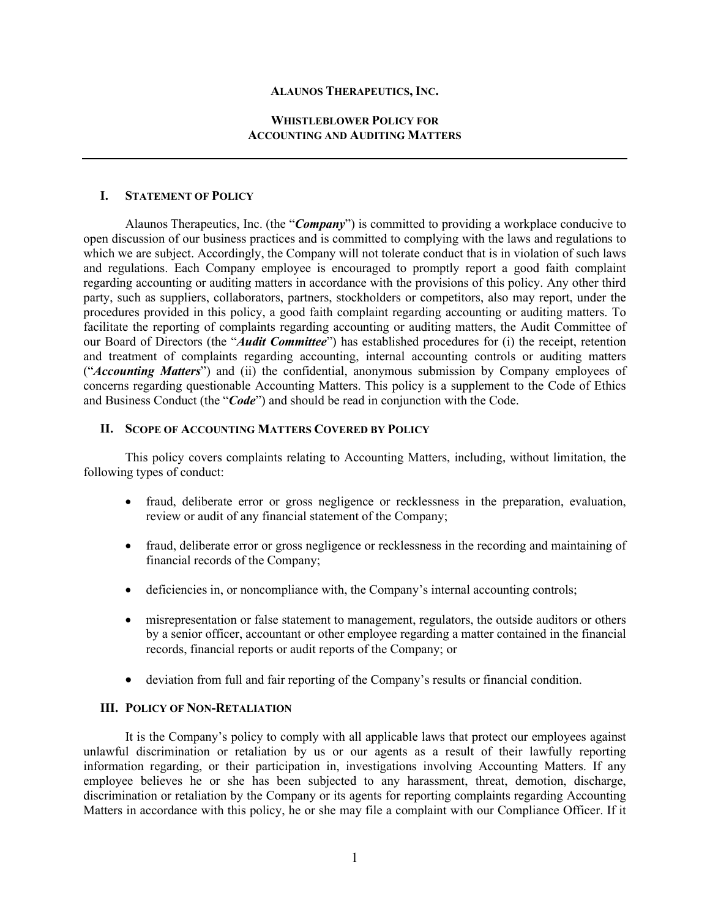**ALAUNOS THERAPEUTICS, INC.**

**WHISTLEBLOWER POLICY FOR ACCOUNTING AND AUDITING MATTERS**

---

## I. STATEMENT OF POLICY

Alaunos Therapeutics, Inc. (the "***Company***") is committed to providing a workplace conducive to open discussion of our business practices and is committed to complying with the laws and regulations to which we are subject. Accordingly, the Company will not tolerate conduct that is in violation of such laws and regulations. Each Company employee is encouraged to promptly report a good faith complaint regarding accounting or auditing matters in accordance with the provisions of this policy. Any other third party, such as suppliers, collaborators, partners, stockholders or competitors, also may report, under the procedures provided in this policy, a good faith complaint regarding accounting or auditing matters. To facilitate the reporting of complaints regarding accounting or auditing matters, the Audit Committee of our Board of Directors (the "***Audit Committee***") has established procedures for (i) the receipt, retention and treatment of complaints regarding accounting, internal accounting controls or auditing matters ("***Accounting Matters***") and (ii) the confidential, anonymous submission by Company employees of concerns regarding questionable Accounting Matters. This policy is a supplement to the Code of Ethics and Business Conduct (the "***Code***") and should be read in conjunction with the Code.

## II. SCOPE OF ACCOUNTING MATTERS COVERED BY POLICY

This policy covers complaints relating to Accounting Matters, including, without limitation, the following types of conduct:

- fraud, deliberate error or gross negligence or recklessness in the preparation, evaluation, review or audit of any financial statement of the Company;
- fraud, deliberate error or gross negligence or recklessness in the recording and maintaining of financial records of the Company;
- deficiencies in, or noncompliance with, the Company's internal accounting controls;
- misrepresentation or false statement to management, regulators, the outside auditors or others by a senior officer, accountant or other employee regarding a matter contained in the financial records, financial reports or audit reports of the Company; or
- deviation from full and fair reporting of the Company's results or financial condition.

## III. POLICY OF NON-RETALIATION

It is the Company's policy to comply with all applicable laws that protect our employees against unlawful discrimination or retaliation by us or our agents as a result of their lawfully reporting information regarding, or their participation in, investigations involving Accounting Matters. If any employee believes he or she has been subjected to any harassment, threat, demotion, discharge, discrimination or retaliation by the Company or its agents for reporting complaints regarding Accounting Matters in accordance with this policy, he or she may file a complaint with our Compliance Officer. If it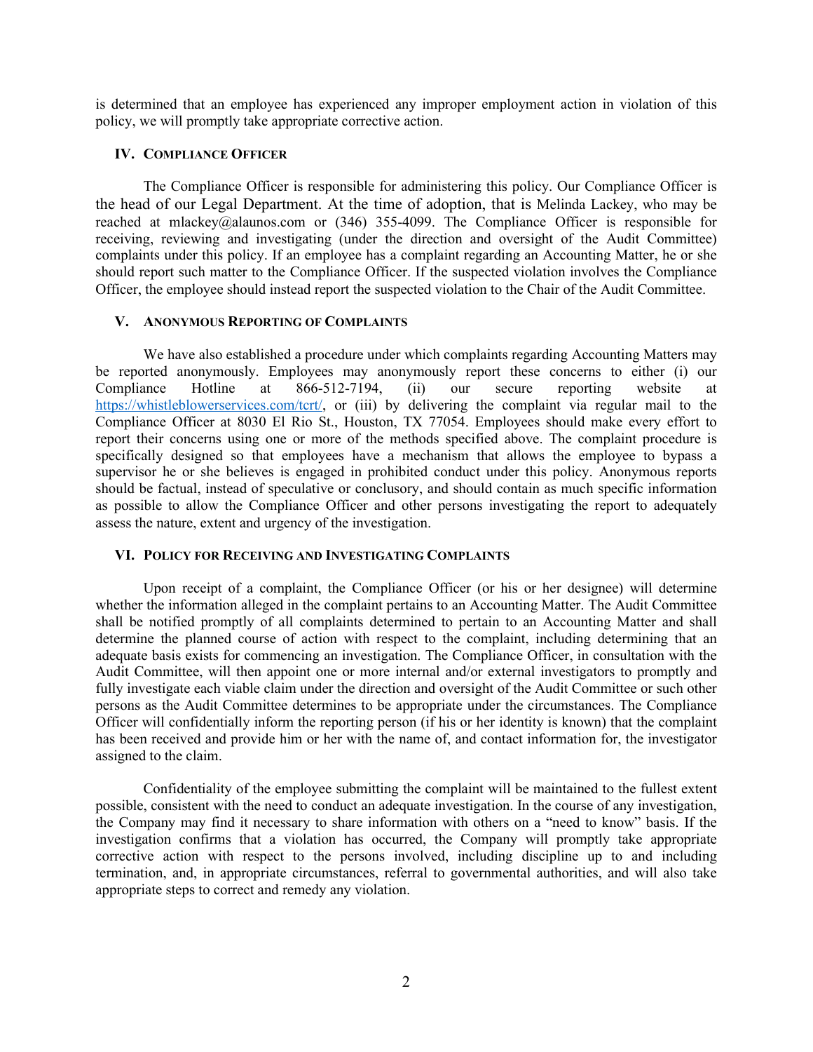is determined that an employee has experienced any improper employment action in violation of this policy, we will promptly take appropriate corrective action.

## IV. Compliance Officer

The Compliance Officer is responsible for administering this policy. Our Compliance Officer is the head of our Legal Department. At the time of adoption, that is Melinda Lackey, who may be reached at mlackey@alaunos.com or (346) 355-4099. The Compliance Officer is responsible for receiving, reviewing and investigating (under the direction and oversight of the Audit Committee) complaints under this policy. If an employee has a complaint regarding an Accounting Matter, he or she should report such matter to the Compliance Officer. If the suspected violation involves the Compliance Officer, the employee should instead report the suspected violation to the Chair of the Audit Committee.

## V. Anonymous Reporting of Complaints

We have also established a procedure under which complaints regarding Accounting Matters may be reported anonymously. Employees may anonymously report these concerns to either (i) our Compliance Hotline at 866-512-7194, (ii) our secure reporting website at https://whistleblowerservices.com/tcrt/, or (iii) by delivering the complaint via regular mail to the Compliance Officer at 8030 El Rio St., Houston, TX 77054. Employees should make every effort to report their concerns using one or more of the methods specified above. The complaint procedure is specifically designed so that employees have a mechanism that allows the employee to bypass a supervisor he or she believes is engaged in prohibited conduct under this policy. Anonymous reports should be factual, instead of speculative or conclusory, and should contain as much specific information as possible to allow the Compliance Officer and other persons investigating the report to adequately assess the nature, extent and urgency of the investigation.

## VI. Policy for Receiving and Investigating Complaints

Upon receipt of a complaint, the Compliance Officer (or his or her designee) will determine whether the information alleged in the complaint pertains to an Accounting Matter. The Audit Committee shall be notified promptly of all complaints determined to pertain to an Accounting Matter and shall determine the planned course of action with respect to the complaint, including determining that an adequate basis exists for commencing an investigation. The Compliance Officer, in consultation with the Audit Committee, will then appoint one or more internal and/or external investigators to promptly and fully investigate each viable claim under the direction and oversight of the Audit Committee or such other persons as the Audit Committee determines to be appropriate under the circumstances. The Compliance Officer will confidentially inform the reporting person (if his or her identity is known) that the complaint has been received and provide him or her with the name of, and contact information for, the investigator assigned to the claim.

Confidentiality of the employee submitting the complaint will be maintained to the fullest extent possible, consistent with the need to conduct an adequate investigation. In the course of any investigation, the Company may find it necessary to share information with others on a "need to know" basis. If the investigation confirms that a violation has occurred, the Company will promptly take appropriate corrective action with respect to the persons involved, including discipline up to and including termination, and, in appropriate circumstances, referral to governmental authorities, and will also take appropriate steps to correct and remedy any violation.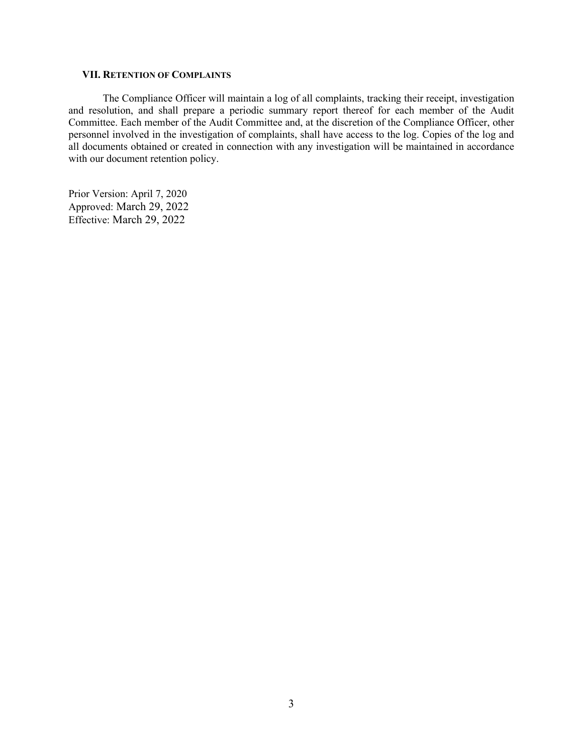### VII. Retention of Complaints

The Compliance Officer will maintain a log of all complaints, tracking their receipt, investigation and resolution, and shall prepare a periodic summary report thereof for each member of the Audit Committee. Each member of the Audit Committee and, at the discretion of the Compliance Officer, other personnel involved in the investigation of complaints, shall have access to the log. Copies of the log and all documents obtained or created in connection with any investigation will be maintained in accordance with our document retention policy.

Prior Version: April 7, 2020
Approved: March 29, 2022
Effective: March 29, 2022